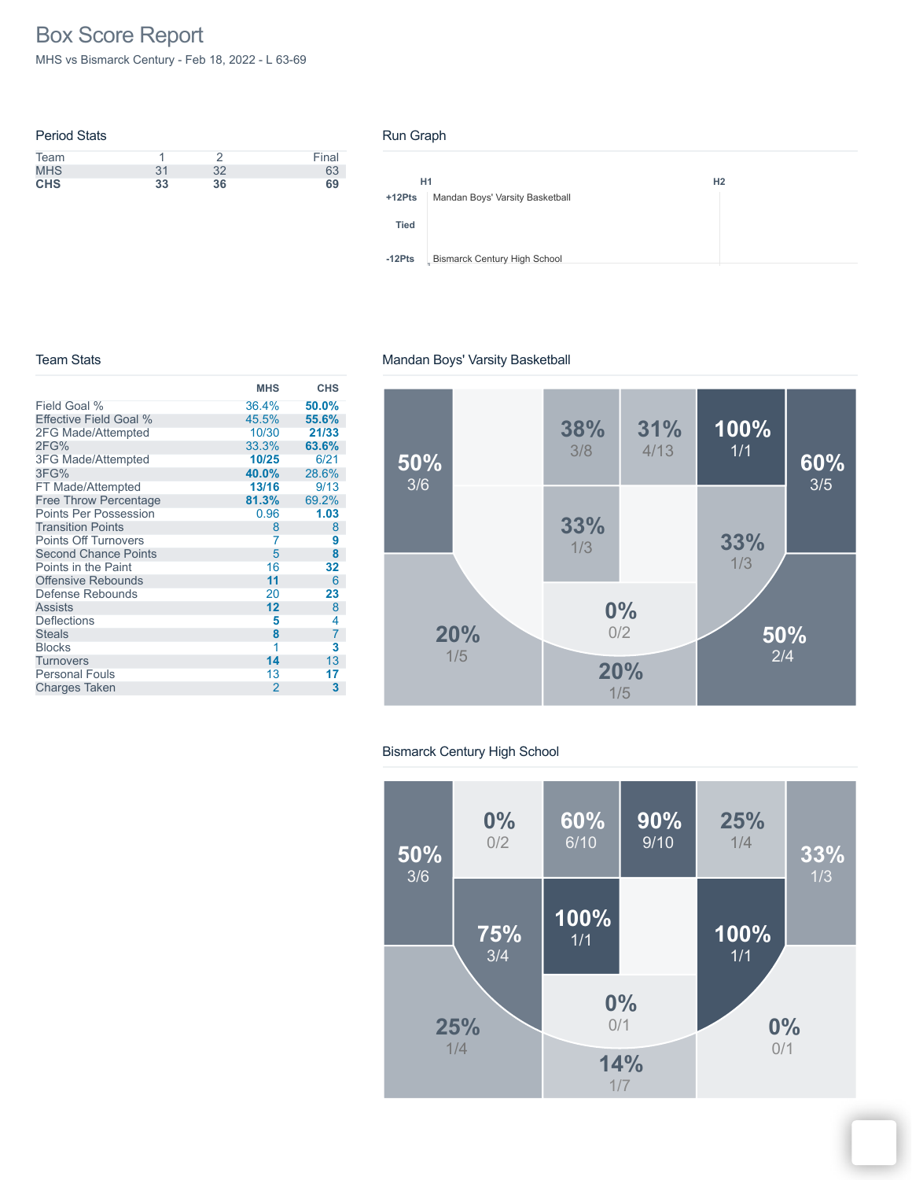# Box Score Report

MHS vs Bismarck Century - Feb 18, 2022 - L 63-69

## Period Stats

| Team | 1 | 2 | Final |
|---|---|---|---|
| MHS | 31 | 32 | 63 |
| **CHS** | **33** | **36** | **69** |

## Run Graph

H1 H2

+12Pts Mandan Boys' Varsity Basketball

Tied

-12Pts Bismarck Century High School

## Team Stats

| | MHS | CHS |
|---|---|---|
| Field Goal % | 36.4% | **50.0%** |
| Effective Field Goal % | 45.5% | **55.6%** |
| 2FG Made/Attempted | 10/30 | **21/33** |
| 2FG% | 33.3% | **63.6%** |
| 3FG Made/Attempted | **10/25** | 6/21 |
| 3FG% | **40.0%** | 28.6% |
| FT Made/Attempted | **13/16** | 9/13 |
| Free Throw Percentage | **81.3%** | 69.2% |
| Points Per Possession | 0.96 | **1.03** |
| Transition Points | 8 | 8 |
| Points Off Turnovers | 7 | **9** |
| Second Chance Points | 5 | **8** |
| Points in the Paint | 16 | **32** |
| Offensive Rebounds | **11** | 6 |
| Defense Rebounds | 20 | **23** |
| Assists | **12** | 8 |
| Deflections | **5** | 4 |
| Steals | **8** | 7 |
| Blocks | 1 | **3** |
| Turnovers | **14** | 13 |
| Personal Fouls | 13 | **17** |
| Charges Taken | 2 | **3** |

## Mandan Boys' Varsity Basketball

50% 3/6, 38% 3/8, 31% 4/13, 100% 1/1, 60% 3/5, 33% 1/3, 33% 1/3, 0% 0/2, 20% 1/5, 20% 1/5, 50% 2/4

## Bismarck Century High School

50% 3/6, 0% 0/2, 60% 6/10, 90% 9/10, 25% 1/4, 33% 1/3, 75% 3/4, 100% 1/1, 100% 1/1, 0% 0/1, 25% 1/4, 14% 1/7, 0% 0/1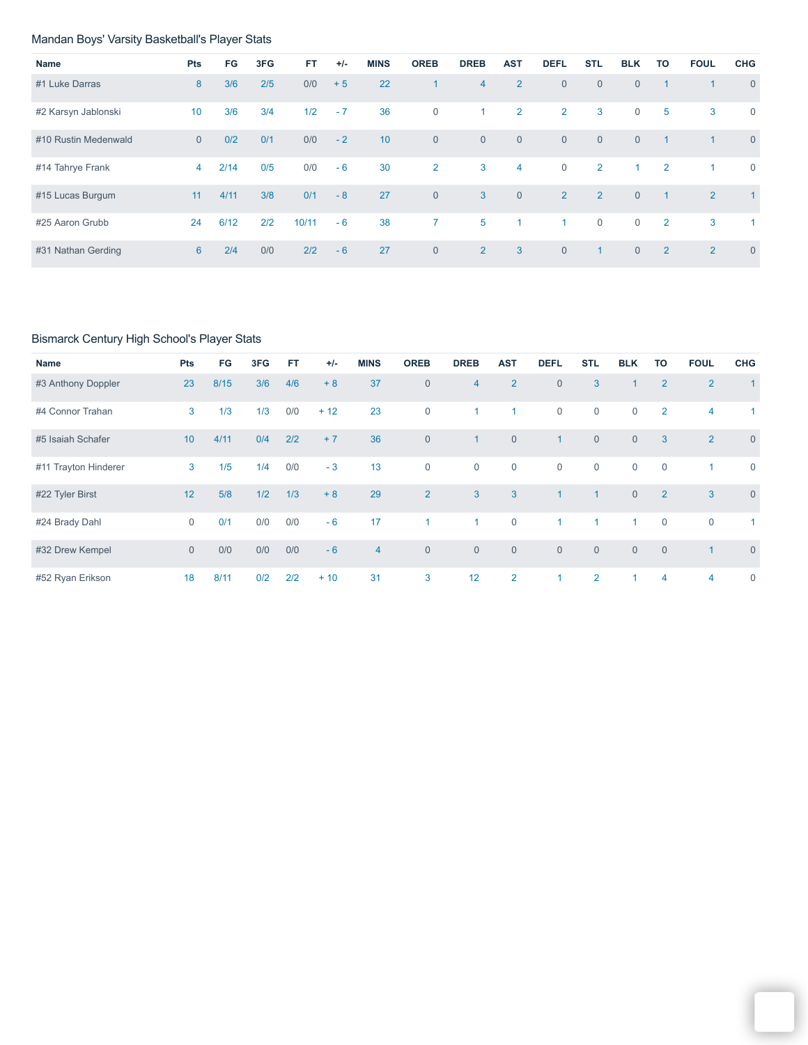Mandan Boys' Varsity Basketball's Player Stats

| Name | Pts | FG | 3FG | FT | +/- | MINS | OREB | DREB | AST | DEFL | STL | BLK | TO | FOUL | CHG |
|---|---|---|---|---|---|---|---|---|---|---|---|---|---|---|---|
| #1 Luke Darras | 8 | 3/6 | 2/5 | 0/0 | + 5 | 22 | 1 | 4 | 2 | 0 | 0 | 0 | 1 | 1 | 0 |
| #2 Karsyn Jablonski | 10 | 3/6 | 3/4 | 1/2 | - 7 | 36 | 0 | 1 | 2 | 2 | 3 | 0 | 5 | 3 | 0 |
| #10 Rustin Medenwald | 0 | 0/2 | 0/1 | 0/0 | - 2 | 10 | 0 | 0 | 0 | 0 | 0 | 0 | 1 | 1 | 0 |
| #14 Tahrye Frank | 4 | 2/14 | 0/5 | 0/0 | - 6 | 30 | 2 | 3 | 4 | 0 | 2 | 1 | 2 | 1 | 0 |
| #15 Lucas Burgum | 11 | 4/11 | 3/8 | 0/1 | - 8 | 27 | 0 | 3 | 0 | 2 | 2 | 0 | 1 | 2 | 1 |
| #25 Aaron Grubb | 24 | 6/12 | 2/2 | 10/11 | - 6 | 38 | 7 | 5 | 1 | 1 | 0 | 0 | 2 | 3 | 1 |
| #31 Nathan Gerding | 6 | 2/4 | 0/0 | 2/2 | - 6 | 27 | 0 | 2 | 3 | 0 | 1 | 0 | 2 | 2 | 0 |

Bismarck Century High School's Player Stats

| Name | Pts | FG | 3FG | FT | +/- | MINS | OREB | DREB | AST | DEFL | STL | BLK | TO | FOUL | CHG |
|---|---|---|---|---|---|---|---|---|---|---|---|---|---|---|---|
| #3 Anthony Doppler | 23 | 8/15 | 3/6 | 4/6 | + 8 | 37 | 0 | 4 | 2 | 0 | 3 | 1 | 2 | 2 | 1 |
| #4 Connor Trahan | 3 | 1/3 | 1/3 | 0/0 | + 12 | 23 | 0 | 1 | 1 | 0 | 0 | 0 | 2 | 4 | 1 |
| #5 Isaiah Schafer | 10 | 4/11 | 0/4 | 2/2 | + 7 | 36 | 0 | 1 | 0 | 1 | 0 | 0 | 3 | 2 | 0 |
| #11 Trayton Hinderer | 3 | 1/5 | 1/4 | 0/0 | - 3 | 13 | 0 | 0 | 0 | 0 | 0 | 0 | 0 | 1 | 0 |
| #22 Tyler Birst | 12 | 5/8 | 1/2 | 1/3 | + 8 | 29 | 2 | 3 | 3 | 1 | 1 | 0 | 2 | 3 | 0 |
| #24 Brady Dahl | 0 | 0/1 | 0/0 | 0/0 | - 6 | 17 | 1 | 1 | 0 | 1 | 1 | 1 | 0 | 0 | 1 |
| #32 Drew Kempel | 0 | 0/0 | 0/0 | 0/0 | - 6 | 4 | 0 | 0 | 0 | 0 | 0 | 0 | 0 | 1 | 0 |
| #52 Ryan Erikson | 18 | 8/11 | 0/2 | 2/2 | + 10 | 31 | 3 | 12 | 2 | 1 | 2 | 1 | 4 | 4 | 0 |